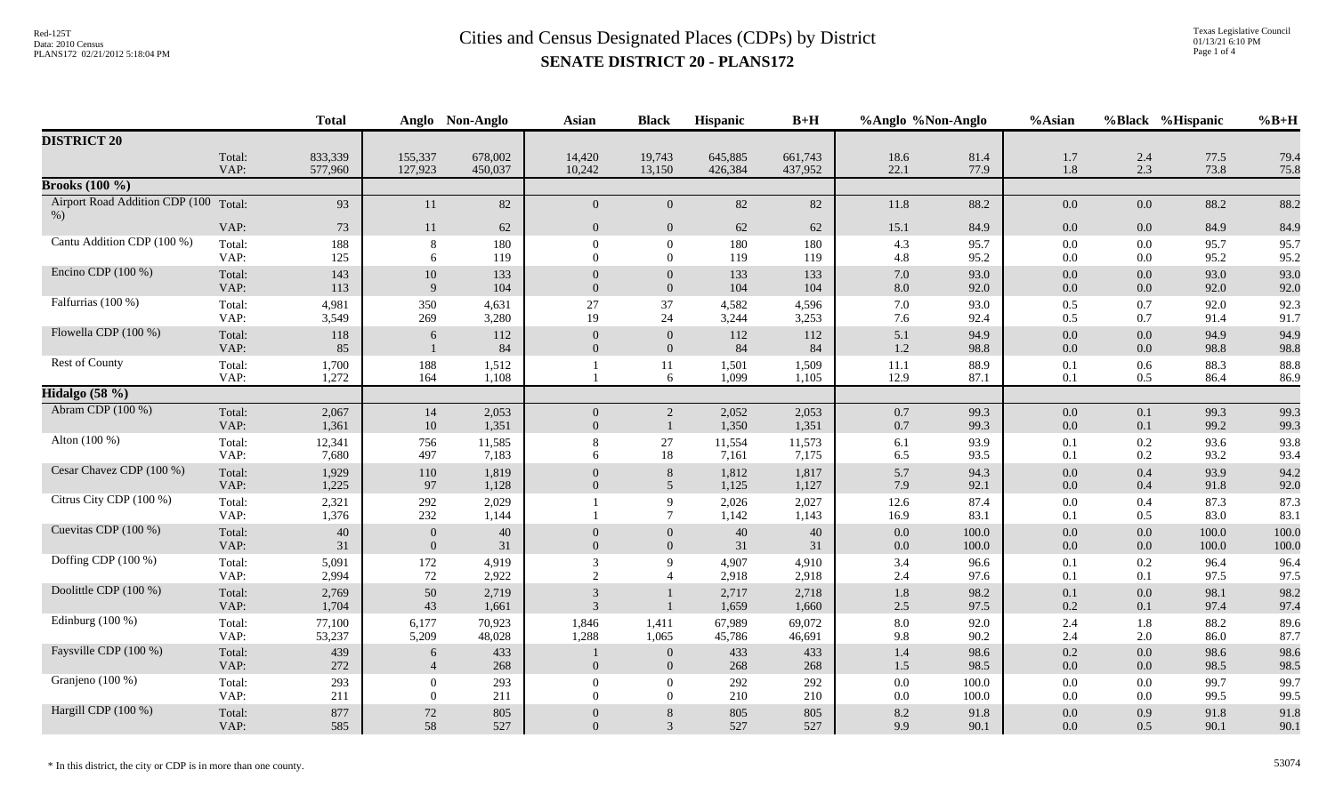# Cities and Census Designated Places (CDPs) by District

## SENATE DISTRICT 20 - PLANS172

Red-125T
Data: 2010 Census
PLANS172 02/21/2012 5:18:04 PM

Texas Legislative Council
01/13/21 6:10 PM

| | | Total | Anglo | Non-Anglo | Asian | Black | Hispanic | B+H | %Anglo | %Non-Anglo | %Asian | %Black | %Hispanic | %B+H |
|---|---|---|---|---|---|---|---|---|---|---|---|---|---|---|
| **DISTRICT 20** | | | | | | | | | | | | | | |
| | Total: | 833,339 | 155,337 | 678,002 | 14,420 | 19,743 | 645,885 | 661,743 | 18.6 | 81.4 | 1.7 | 2.4 | 77.5 | 79.4 |
| | VAP: | 577,960 | 127,923 | 450,037 | 10,242 | 13,150 | 426,384 | 437,952 | 22.1 | 77.9 | 1.8 | 2.3 | 73.8 | 75.8 |
| **Brooks (100 %)** | | | | | | | | | | | | | | |
| Airport Road Addition CDP (100 %) | Total: | 93 | 11 | 82 | 0 | 0 | 82 | 82 | 11.8 | 88.2 | 0.0 | 0.0 | 88.2 | 88.2 |
| | VAP: | 73 | 11 | 62 | 0 | 0 | 62 | 62 | 15.1 | 84.9 | 0.0 | 0.0 | 84.9 | 84.9 |
| Cantu Addition CDP (100 %) | Total: | 188 | 8 | 180 | 0 | 0 | 180 | 180 | 4.3 | 95.7 | 0.0 | 0.0 | 95.7 | 95.7 |
| | VAP: | 125 | 6 | 119 | 0 | 0 | 119 | 119 | 4.8 | 95.2 | 0.0 | 0.0 | 95.2 | 95.2 |
| Encino CDP (100 %) | Total: | 143 | 10 | 133 | 0 | 0 | 133 | 133 | 7.0 | 93.0 | 0.0 | 0.0 | 93.0 | 93.0 |
| | VAP: | 113 | 9 | 104 | 0 | 0 | 104 | 104 | 8.0 | 92.0 | 0.0 | 0.0 | 92.0 | 92.0 |
| Falfurrias (100 %) | Total: | 4,981 | 350 | 4,631 | 27 | 37 | 4,582 | 4,596 | 7.0 | 93.0 | 0.5 | 0.7 | 92.0 | 92.3 |
| | VAP: | 3,549 | 269 | 3,280 | 19 | 24 | 3,244 | 3,253 | 7.6 | 92.4 | 0.5 | 0.7 | 91.4 | 91.7 |
| Flowella CDP (100 %) | Total: | 118 | 6 | 112 | 0 | 0 | 112 | 112 | 5.1 | 94.9 | 0.0 | 0.0 | 94.9 | 94.9 |
| | VAP: | 85 | 1 | 84 | 0 | 0 | 84 | 84 | 1.2 | 98.8 | 0.0 | 0.0 | 98.8 | 98.8 |
| Rest of County | Total: | 1,700 | 188 | 1,512 | 1 | 11 | 1,501 | 1,509 | 11.1 | 88.9 | 0.1 | 0.6 | 88.3 | 88.8 |
| | VAP: | 1,272 | 164 | 1,108 | 1 | 6 | 1,099 | 1,105 | 12.9 | 87.1 | 0.1 | 0.5 | 86.4 | 86.9 |
| **Hidalgo (58 %)** | | | | | | | | | | | | | | |
| Abram CDP (100 %) | Total: | 2,067 | 14 | 2,053 | 0 | 2 | 2,052 | 2,053 | 0.7 | 99.3 | 0.0 | 0.1 | 99.3 | 99.3 |
| | VAP: | 1,361 | 10 | 1,351 | 0 | 1 | 1,350 | 1,351 | 0.7 | 99.3 | 0.0 | 0.1 | 99.2 | 99.3 |
| Alton (100 %) | Total: | 12,341 | 756 | 11,585 | 8 | 27 | 11,554 | 11,573 | 6.1 | 93.9 | 0.1 | 0.2 | 93.6 | 93.8 |
| | VAP: | 7,680 | 497 | 7,183 | 6 | 18 | 7,161 | 7,175 | 6.5 | 93.5 | 0.1 | 0.2 | 93.2 | 93.4 |
| Cesar Chavez CDP (100 %) | Total: | 1,929 | 110 | 1,819 | 0 | 8 | 1,812 | 1,817 | 5.7 | 94.3 | 0.0 | 0.4 | 93.9 | 94.2 |
| | VAP: | 1,225 | 97 | 1,128 | 0 | 5 | 1,125 | 1,127 | 7.9 | 92.1 | 0.0 | 0.4 | 91.8 | 92.0 |
| Citrus City CDP (100 %) | Total: | 2,321 | 292 | 2,029 | 1 | 9 | 2,026 | 2,027 | 12.6 | 87.4 | 0.0 | 0.4 | 87.3 | 87.3 |
| | VAP: | 1,376 | 232 | 1,144 | 1 | 7 | 1,142 | 1,143 | 16.9 | 83.1 | 0.1 | 0.5 | 83.0 | 83.1 |
| Cuevitas CDP (100 %) | Total: | 40 | 0 | 40 | 0 | 0 | 40 | 40 | 0.0 | 100.0 | 0.0 | 0.0 | 100.0 | 100.0 |
| | VAP: | 31 | 0 | 31 | 0 | 0 | 31 | 31 | 0.0 | 100.0 | 0.0 | 0.0 | 100.0 | 100.0 |
| Doffing CDP (100 %) | Total: | 5,091 | 172 | 4,919 | 3 | 9 | 4,907 | 4,910 | 3.4 | 96.6 | 0.1 | 0.2 | 96.4 | 96.4 |
| | VAP: | 2,994 | 72 | 2,922 | 2 | 4 | 2,918 | 2,918 | 2.4 | 97.6 | 0.1 | 0.1 | 97.5 | 97.5 |
| Doolittle CDP (100 %) | Total: | 2,769 | 50 | 2,719 | 3 | 1 | 2,717 | 2,718 | 1.8 | 98.2 | 0.1 | 0.0 | 98.1 | 98.2 |
| | VAP: | 1,704 | 43 | 1,661 | 3 | 1 | 1,659 | 1,660 | 2.5 | 97.5 | 0.2 | 0.1 | 97.4 | 97.4 |
| Edinburg (100 %) | Total: | 77,100 | 6,177 | 70,923 | 1,846 | 1,411 | 67,989 | 69,072 | 8.0 | 92.0 | 2.4 | 1.8 | 88.2 | 89.6 |
| | VAP: | 53,237 | 5,209 | 48,028 | 1,288 | 1,065 | 45,786 | 46,691 | 9.8 | 90.2 | 2.4 | 2.0 | 86.0 | 87.7 |
| Faysville CDP (100 %) | Total: | 439 | 6 | 433 | 1 | 0 | 433 | 433 | 1.4 | 98.6 | 0.2 | 0.0 | 98.6 | 98.6 |
| | VAP: | 272 | 4 | 268 | 0 | 0 | 268 | 268 | 1.5 | 98.5 | 0.0 | 0.0 | 98.5 | 98.5 |
| Granjeno (100 %) | Total: | 293 | 0 | 293 | 0 | 0 | 292 | 292 | 0.0 | 100.0 | 0.0 | 0.0 | 99.7 | 99.7 |
| | VAP: | 211 | 0 | 211 | 0 | 0 | 210 | 210 | 0.0 | 100.0 | 0.0 | 0.0 | 99.5 | 99.5 |
| Hargill CDP (100 %) | Total: | 877 | 72 | 805 | 0 | 8 | 805 | 805 | 8.2 | 91.8 | 0.0 | 0.9 | 91.8 | 91.8 |
| | VAP: | 585 | 58 | 527 | 0 | 3 | 527 | 527 | 9.9 | 90.1 | 0.0 | 0.5 | 90.1 | 90.1 |

\* In this district, the city or CDP is in more than one county.

53074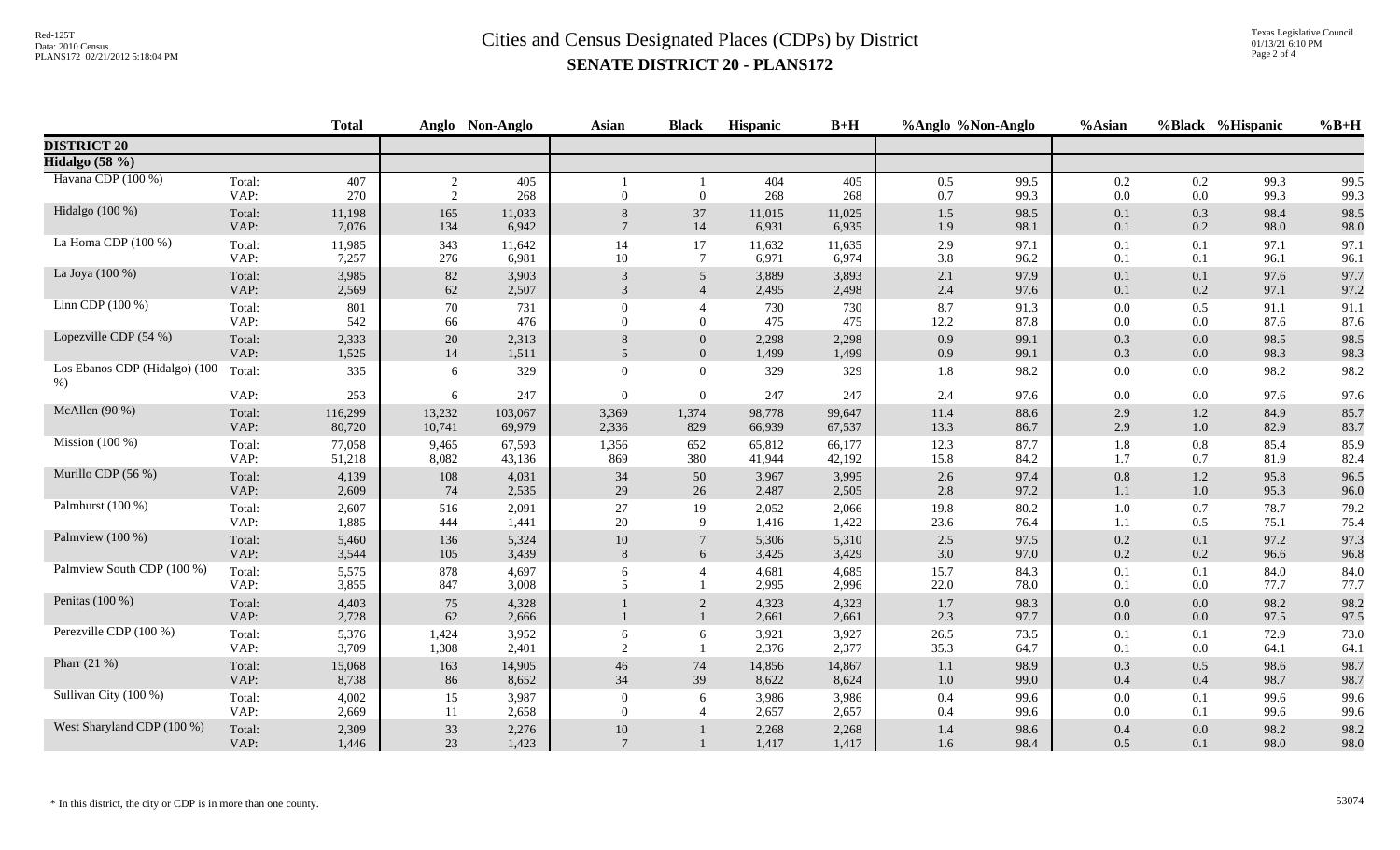# Cities and Census Designated Places (CDPs) by District

## SENATE DISTRICT 20 - PLANS172

Red-125T
Data: 2010 Census
PLANS172 02/21/2012 5:18:04 PM

Texas Legislative Council
01/13/21 6:10 PM

| | | Total | Anglo | Non-Anglo | Asian | Black | Hispanic | B+H | %Anglo | %Non-Anglo | %Asian | %Black | %Hispanic | %B+H |
|---|---|---|---|---|---|---|---|---|---|---|---|---|---|---|
| **DISTRICT 20** | | | | | | | | | | | | | | |
| **Hidalgo (58 %)** | | | | | | | | | | | | | | |
| Havana CDP (100 %) | Total: | 407 | 2 | 405 | 1 | 1 | 404 | 405 | 0.5 | 99.5 | 0.2 | 0.2 | 99.3 | 99.5 |
| | VAP: | 270 | 2 | 268 | 0 | 0 | 268 | 268 | 0.7 | 99.3 | 0.0 | 0.0 | 99.3 | 99.3 |
| Hidalgo (100 %) | Total: | 11,198 | 165 | 11,033 | 8 | 37 | 11,015 | 11,025 | 1.5 | 98.5 | 0.1 | 0.3 | 98.4 | 98.5 |
| | VAP: | 7,076 | 134 | 6,942 | 7 | 14 | 6,931 | 6,935 | 1.9 | 98.1 | 0.1 | 0.2 | 98.0 | 98.0 |
| La Homa CDP (100 %) | Total: | 11,985 | 343 | 11,642 | 14 | 17 | 11,632 | 11,635 | 2.9 | 97.1 | 0.1 | 0.1 | 97.1 | 97.1 |
| | VAP: | 7,257 | 276 | 6,981 | 10 | 7 | 6,971 | 6,974 | 3.8 | 96.2 | 0.1 | 0.1 | 96.1 | 96.1 |
| La Joya (100 %) | Total: | 3,985 | 82 | 3,903 | 3 | 5 | 3,889 | 3,893 | 2.1 | 97.9 | 0.1 | 0.1 | 97.6 | 97.7 |
| | VAP: | 2,569 | 62 | 2,507 | 3 | 4 | 2,495 | 2,498 | 2.4 | 97.6 | 0.1 | 0.2 | 97.1 | 97.2 |
| Linn CDP (100 %) | Total: | 801 | 70 | 731 | 0 | 4 | 730 | 730 | 8.7 | 91.3 | 0.0 | 0.5 | 91.1 | 91.1 |
| | VAP: | 542 | 66 | 476 | 0 | 0 | 475 | 475 | 12.2 | 87.8 | 0.0 | 0.0 | 87.6 | 87.6 |
| Lopezville CDP (54 %) | Total: | 2,333 | 20 | 2,313 | 8 | 0 | 2,298 | 2,298 | 0.9 | 99.1 | 0.3 | 0.0 | 98.5 | 98.5 |
| | VAP: | 1,525 | 14 | 1,511 | 5 | 0 | 1,499 | 1,499 | 0.9 | 99.1 | 0.3 | 0.0 | 98.3 | 98.3 |
| Los Ebanos CDP (Hidalgo) (100 %) | Total: | 335 | 6 | 329 | 0 | 0 | 329 | 329 | 1.8 | 98.2 | 0.0 | 0.0 | 98.2 | 98.2 |
| | VAP: | 253 | 6 | 247 | 0 | 0 | 247 | 247 | 2.4 | 97.6 | 0.0 | 0.0 | 97.6 | 97.6 |
| McAllen (90 %) | Total: | 116,299 | 13,232 | 103,067 | 3,369 | 1,374 | 98,778 | 99,647 | 11.4 | 88.6 | 2.9 | 1.2 | 84.9 | 85.7 |
| | VAP: | 80,720 | 10,741 | 69,979 | 2,336 | 829 | 66,939 | 67,537 | 13.3 | 86.7 | 2.9 | 1.0 | 82.9 | 83.7 |
| Mission (100 %) | Total: | 77,058 | 9,465 | 67,593 | 1,356 | 652 | 65,812 | 66,177 | 12.3 | 87.7 | 1.8 | 0.8 | 85.4 | 85.9 |
| | VAP: | 51,218 | 8,082 | 43,136 | 869 | 380 | 41,944 | 42,192 | 15.8 | 84.2 | 1.7 | 0.7 | 81.9 | 82.4 |
| Murillo CDP (56 %) | Total: | 4,139 | 108 | 4,031 | 34 | 50 | 3,967 | 3,995 | 2.6 | 97.4 | 0.8 | 1.2 | 95.8 | 96.5 |
| | VAP: | 2,609 | 74 | 2,535 | 29 | 26 | 2,487 | 2,505 | 2.8 | 97.2 | 1.1 | 1.0 | 95.3 | 96.0 |
| Palmhurst (100 %) | Total: | 2,607 | 516 | 2,091 | 27 | 19 | 2,052 | 2,066 | 19.8 | 80.2 | 1.0 | 0.7 | 78.7 | 79.2 |
| | VAP: | 1,885 | 444 | 1,441 | 20 | 9 | 1,416 | 1,422 | 23.6 | 76.4 | 1.1 | 0.5 | 75.1 | 75.4 |
| Palmview (100 %) | Total: | 5,460 | 136 | 5,324 | 10 | 7 | 5,306 | 5,310 | 2.5 | 97.5 | 0.2 | 0.1 | 97.2 | 97.3 |
| | VAP: | 3,544 | 105 | 3,439 | 8 | 6 | 3,425 | 3,429 | 3.0 | 97.0 | 0.2 | 0.2 | 96.6 | 96.8 |
| Palmview South CDP (100 %) | Total: | 5,575 | 878 | 4,697 | 6 | 4 | 4,681 | 4,685 | 15.7 | 84.3 | 0.1 | 0.1 | 84.0 | 84.0 |
| | VAP: | 3,855 | 847 | 3,008 | 5 | 1 | 2,995 | 2,996 | 22.0 | 78.0 | 0.1 | 0.0 | 77.7 | 77.7 |
| Penitas (100 %) | Total: | 4,403 | 75 | 4,328 | 1 | 2 | 4,323 | 4,323 | 1.7 | 98.3 | 0.0 | 0.0 | 98.2 | 98.2 |
| | VAP: | 2,728 | 62 | 2,666 | 1 | 1 | 2,661 | 2,661 | 2.3 | 97.7 | 0.0 | 0.0 | 97.5 | 97.5 |
| Perezville CDP (100 %) | Total: | 5,376 | 1,424 | 3,952 | 6 | 6 | 3,921 | 3,927 | 26.5 | 73.5 | 0.1 | 0.1 | 72.9 | 73.0 |
| | VAP: | 3,709 | 1,308 | 2,401 | 2 | 1 | 2,376 | 2,377 | 35.3 | 64.7 | 0.1 | 0.0 | 64.1 | 64.1 |
| Pharr (21 %) | Total: | 15,068 | 163 | 14,905 | 46 | 74 | 14,856 | 14,867 | 1.1 | 98.9 | 0.3 | 0.5 | 98.6 | 98.7 |
| | VAP: | 8,738 | 86 | 8,652 | 34 | 39 | 8,622 | 8,624 | 1.0 | 99.0 | 0.4 | 0.4 | 98.7 | 98.7 |
| Sullivan City (100 %) | Total: | 4,002 | 15 | 3,987 | 0 | 6 | 3,986 | 3,986 | 0.4 | 99.6 | 0.0 | 0.1 | 99.6 | 99.6 |
| | VAP: | 2,669 | 11 | 2,658 | 0 | 4 | 2,657 | 2,657 | 0.4 | 99.6 | 0.0 | 0.1 | 99.6 | 99.6 |
| West Sharyland CDP (100 %) | Total: | 2,309 | 33 | 2,276 | 10 | 1 | 2,268 | 2,268 | 1.4 | 98.6 | 0.4 | 0.0 | 98.2 | 98.2 |
| | VAP: | 1,446 | 23 | 1,423 | 7 | 1 | 1,417 | 1,417 | 1.6 | 98.4 | 0.5 | 0.1 | 98.0 | 98.0 |

* In this district, the city or CDP is in more than one county.

53074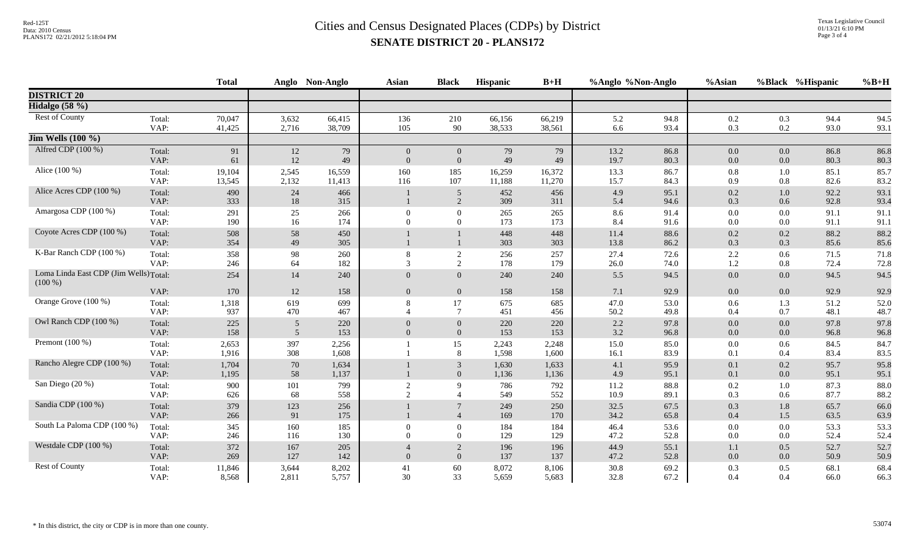# Cities and Census Designated Places (CDPs) by District

## SENATE DISTRICT 20 - PLANS172

| | | Total | Anglo | Non-Anglo | Asian | Black | Hispanic | B+H | %Anglo | %Non-Anglo | %Asian | %Black | %Hispanic | %B+H |
|---|---|---|---|---|---|---|---|---|---|---|---|---|---|---|
| **DISTRICT 20** | | | | | | | | | | | | | | |
| **Hidalgo (58 %)** | | | | | | | | | | | | | | |
| Rest of County | Total: | 70,047 | 3,632 | 66,415 | 136 | 210 | 66,156 | 66,219 | 5.2 | 94.8 | 0.2 | 0.3 | 94.4 | 94.5 |
| | VAP: | 41,425 | 2,716 | 38,709 | 105 | 90 | 38,533 | 38,561 | 6.6 | 93.4 | 0.3 | 0.2 | 93.0 | 93.1 |
| **Jim Wells (100 %)** | | | | | | | | | | | | | | |
| Alfred CDP (100 %) | Total: | 91 | 12 | 79 | 0 | 0 | 79 | 79 | 13.2 | 86.8 | 0.0 | 0.0 | 86.8 | 86.8 |
| | VAP: | 61 | 12 | 49 | 0 | 0 | 49 | 49 | 19.7 | 80.3 | 0.0 | 0.0 | 80.3 | 80.3 |
| Alice (100 %) | Total: | 19,104 | 2,545 | 16,559 | 160 | 185 | 16,259 | 16,372 | 13.3 | 86.7 | 0.8 | 1.0 | 85.1 | 85.7 |
| | VAP: | 13,545 | 2,132 | 11,413 | 116 | 107 | 11,188 | 11,270 | 15.7 | 84.3 | 0.9 | 0.8 | 82.6 | 83.2 |
| Alice Acres CDP (100 %) | Total: | 490 | 24 | 466 | 1 | 5 | 452 | 456 | 4.9 | 95.1 | 0.2 | 1.0 | 92.2 | 93.1 |
| | VAP: | 333 | 18 | 315 | 1 | 2 | 309 | 311 | 5.4 | 94.6 | 0.3 | 0.6 | 92.8 | 93.4 |
| Amargosa CDP (100 %) | Total: | 291 | 25 | 266 | 0 | 0 | 265 | 265 | 8.6 | 91.4 | 0.0 | 0.0 | 91.1 | 91.1 |
| | VAP: | 190 | 16 | 174 | 0 | 0 | 173 | 173 | 8.4 | 91.6 | 0.0 | 0.0 | 91.1 | 91.1 |
| Coyote Acres CDP (100 %) | Total: | 508 | 58 | 450 | 1 | 1 | 448 | 448 | 11.4 | 88.6 | 0.2 | 0.2 | 88.2 | 88.2 |
| | VAP: | 354 | 49 | 305 | 1 | 1 | 303 | 303 | 13.8 | 86.2 | 0.3 | 0.3 | 85.6 | 85.6 |
| K-Bar Ranch CDP (100 %) | Total: | 358 | 98 | 260 | 8 | 2 | 256 | 257 | 27.4 | 72.6 | 2.2 | 0.6 | 71.5 | 71.8 |
| | VAP: | 246 | 64 | 182 | 3 | 2 | 178 | 179 | 26.0 | 74.0 | 1.2 | 0.8 | 72.4 | 72.8 |
| Loma Linda East CDP (Jim Wells) (100 %) | Total: | 254 | 14 | 240 | 0 | 0 | 240 | 240 | 5.5 | 94.5 | 0.0 | 0.0 | 94.5 | 94.5 |
| | VAP: | 170 | 12 | 158 | 0 | 0 | 158 | 158 | 7.1 | 92.9 | 0.0 | 0.0 | 92.9 | 92.9 |
| Orange Grove (100 %) | Total: | 1,318 | 619 | 699 | 8 | 17 | 675 | 685 | 47.0 | 53.0 | 0.6 | 1.3 | 51.2 | 52.0 |
| | VAP: | 937 | 470 | 467 | 4 | 7 | 451 | 456 | 50.2 | 49.8 | 0.4 | 0.7 | 48.1 | 48.7 |
| Owl Ranch CDP (100 %) | Total: | 225 | 5 | 220 | 0 | 0 | 220 | 220 | 2.2 | 97.8 | 0.0 | 0.0 | 97.8 | 97.8 |
| | VAP: | 158 | 5 | 153 | 0 | 0 | 153 | 153 | 3.2 | 96.8 | 0.0 | 0.0 | 96.8 | 96.8 |
| Premont (100 %) | Total: | 2,653 | 397 | 2,256 | 1 | 15 | 2,243 | 2,248 | 15.0 | 85.0 | 0.0 | 0.6 | 84.5 | 84.7 |
| | VAP: | 1,916 | 308 | 1,608 | 1 | 8 | 1,598 | 1,600 | 16.1 | 83.9 | 0.1 | 0.4 | 83.4 | 83.5 |
| Rancho Alegre CDP (100 %) | Total: | 1,704 | 70 | 1,634 | 1 | 3 | 1,630 | 1,633 | 4.1 | 95.9 | 0.1 | 0.2 | 95.7 | 95.8 |
| | VAP: | 1,195 | 58 | 1,137 | 1 | 0 | 1,136 | 1,136 | 4.9 | 95.1 | 0.1 | 0.0 | 95.1 | 95.1 |
| San Diego (20 %) | Total: | 900 | 101 | 799 | 2 | 9 | 786 | 792 | 11.2 | 88.8 | 0.2 | 1.0 | 87.3 | 88.0 |
| | VAP: | 626 | 68 | 558 | 2 | 4 | 549 | 552 | 10.9 | 89.1 | 0.3 | 0.6 | 87.7 | 88.2 |
| Sandia CDP (100 %) | Total: | 379 | 123 | 256 | 1 | 7 | 249 | 250 | 32.5 | 67.5 | 0.3 | 1.8 | 65.7 | 66.0 |
| | VAP: | 266 | 91 | 175 | 1 | 4 | 169 | 170 | 34.2 | 65.8 | 0.4 | 1.5 | 63.5 | 63.9 |
| South La Paloma CDP (100 %) | Total: | 345 | 160 | 185 | 0 | 0 | 184 | 184 | 46.4 | 53.6 | 0.0 | 0.0 | 53.3 | 53.3 |
| | VAP: | 246 | 116 | 130 | 0 | 0 | 129 | 129 | 47.2 | 52.8 | 0.0 | 0.0 | 52.4 | 52.4 |
| Westdale CDP (100 %) | Total: | 372 | 167 | 205 | 4 | 2 | 196 | 196 | 44.9 | 55.1 | 1.1 | 0.5 | 52.7 | 52.7 |
| | VAP: | 269 | 127 | 142 | 0 | 0 | 137 | 137 | 47.2 | 52.8 | 0.0 | 0.0 | 50.9 | 50.9 |
| Rest of County | Total: | 11,846 | 3,644 | 8,202 | 41 | 60 | 8,072 | 8,106 | 30.8 | 69.2 | 0.3 | 0.5 | 68.1 | 68.4 |
| | VAP: | 8,568 | 2,811 | 5,757 | 30 | 33 | 5,659 | 5,683 | 32.8 | 67.2 | 0.4 | 0.4 | 66.0 | 66.3 |

* In this district, the city or CDP is in more than one county.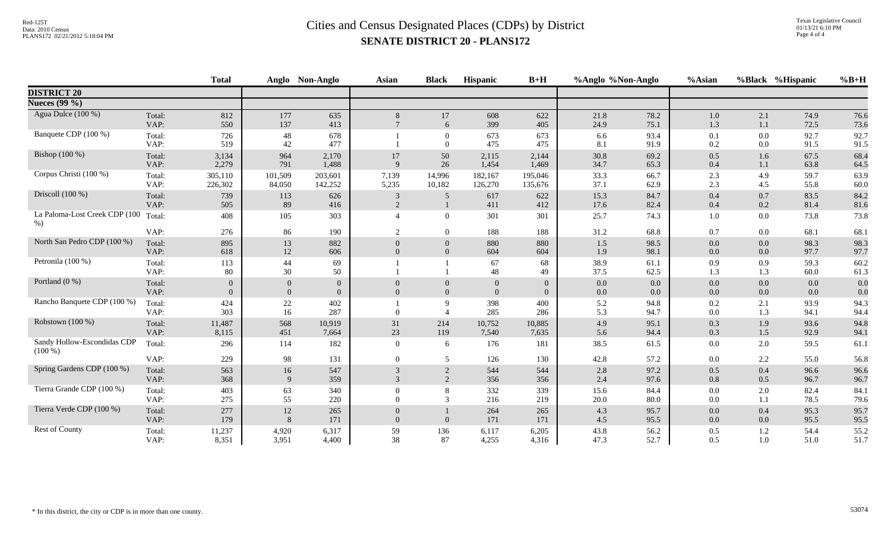# Cities and Census Designated Places (CDPs) by District

## SENATE DISTRICT 20 - PLANS172

| | | Total | Anglo | Non-Anglo | Asian | Black | Hispanic | B+H | %Anglo | %Non-Anglo | %Asian | %Black | %Hispanic | %B+H |
|---|---|---|---|---|---|---|---|---|---|---|---|---|---|---|
| **DISTRICT 20** | | | | | | | | | | | | | | |
| **Nueces (99 %)** | | | | | | | | | | | | | | |
| Agua Dulce (100 %) | Total: | 812 | 177 | 635 | 8 | 17 | 608 | 622 | 21.8 | 78.2 | 1.0 | 2.1 | 74.9 | 76.6 |
| | VAP: | 550 | 137 | 413 | 7 | 6 | 399 | 405 | 24.9 | 75.1 | 1.3 | 1.1 | 72.5 | 73.6 |
| Banquete CDP (100 %) | Total: | 726 | 48 | 678 | 1 | 0 | 673 | 673 | 6.6 | 93.4 | 0.1 | 0.0 | 92.7 | 92.7 |
| | VAP: | 519 | 42 | 477 | 1 | 0 | 475 | 475 | 8.1 | 91.9 | 0.2 | 0.0 | 91.5 | 91.5 |
| Bishop (100 %) | Total: | 3,134 | 964 | 2,170 | 17 | 50 | 2,115 | 2,144 | 30.8 | 69.2 | 0.5 | 1.6 | 67.5 | 68.4 |
| | VAP: | 2,279 | 791 | 1,488 | 9 | 26 | 1,454 | 1,469 | 34.7 | 65.3 | 0.4 | 1.1 | 63.8 | 64.5 |
| Corpus Christi (100 %) | Total: | 305,110 | 101,509 | 203,601 | 7,139 | 14,996 | 182,167 | 195,046 | 33.3 | 66.7 | 2.3 | 4.9 | 59.7 | 63.9 |
| | VAP: | 226,302 | 84,050 | 142,252 | 5,235 | 10,182 | 126,270 | 135,676 | 37.1 | 62.9 | 2.3 | 4.5 | 55.8 | 60.0 |
| Driscoll (100 %) | Total: | 739 | 113 | 626 | 3 | 5 | 617 | 622 | 15.3 | 84.7 | 0.4 | 0.7 | 83.5 | 84.2 |
| | VAP: | 505 | 89 | 416 | 2 | 1 | 411 | 412 | 17.6 | 82.4 | 0.4 | 0.2 | 81.4 | 81.6 |
| La Paloma-Lost Creek CDP (100 %) | Total: | 408 | 105 | 303 | 4 | 0 | 301 | 301 | 25.7 | 74.3 | 1.0 | 0.0 | 73.8 | 73.8 |
| | VAP: | 276 | 86 | 190 | 2 | 0 | 188 | 188 | 31.2 | 68.8 | 0.7 | 0.0 | 68.1 | 68.1 |
| North San Pedro CDP (100 %) | Total: | 895 | 13 | 882 | 0 | 0 | 880 | 880 | 1.5 | 98.5 | 0.0 | 0.0 | 98.3 | 98.3 |
| | VAP: | 618 | 12 | 606 | 0 | 0 | 604 | 604 | 1.9 | 98.1 | 0.0 | 0.0 | 97.7 | 97.7 |
| Petronila (100 %) | Total: | 113 | 44 | 69 | 1 | 1 | 67 | 68 | 38.9 | 61.1 | 0.9 | 0.9 | 59.3 | 60.2 |
| | VAP: | 80 | 30 | 50 | 1 | 1 | 48 | 49 | 37.5 | 62.5 | 1.3 | 1.3 | 60.0 | 61.3 |
| Portland (0 %) | Total: | 0 | 0 | 0 | 0 | 0 | 0 | 0 | 0.0 | 0.0 | 0.0 | 0.0 | 0.0 | 0.0 |
| | VAP: | 0 | 0 | 0 | 0 | 0 | 0 | 0 | 0.0 | 0.0 | 0.0 | 0.0 | 0.0 | 0.0 |
| Rancho Banquete CDP (100 %) | Total: | 424 | 22 | 402 | 1 | 9 | 398 | 400 | 5.2 | 94.8 | 0.2 | 2.1 | 93.9 | 94.3 |
| | VAP: | 303 | 16 | 287 | 0 | 4 | 285 | 286 | 5.3 | 94.7 | 0.0 | 1.3 | 94.1 | 94.4 |
| Robstown (100 %) | Total: | 11,487 | 568 | 10,919 | 31 | 214 | 10,752 | 10,885 | 4.9 | 95.1 | 0.3 | 1.9 | 93.6 | 94.8 |
| | VAP: | 8,115 | 451 | 7,664 | 23 | 119 | 7,540 | 7,635 | 5.6 | 94.4 | 0.3 | 1.5 | 92.9 | 94.1 |
| Sandy Hollow-Escondidas CDP (100 %) | Total: | 296 | 114 | 182 | 0 | 6 | 176 | 181 | 38.5 | 61.5 | 0.0 | 2.0 | 59.5 | 61.1 |
| | VAP: | 229 | 98 | 131 | 0 | 5 | 126 | 130 | 42.8 | 57.2 | 0.0 | 2.2 | 55.0 | 56.8 |
| Spring Gardens CDP (100 %) | Total: | 563 | 16 | 547 | 3 | 2 | 544 | 544 | 2.8 | 97.2 | 0.5 | 0.4 | 96.6 | 96.6 |
| | VAP: | 368 | 9 | 359 | 3 | 2 | 356 | 356 | 2.4 | 97.6 | 0.8 | 0.5 | 96.7 | 96.7 |
| Tierra Grande CDP (100 %) | Total: | 403 | 63 | 340 | 0 | 8 | 332 | 339 | 15.6 | 84.4 | 0.0 | 2.0 | 82.4 | 84.1 |
| | VAP: | 275 | 55 | 220 | 0 | 3 | 216 | 219 | 20.0 | 80.0 | 0.0 | 1.1 | 78.5 | 79.6 |
| Tierra Verde CDP (100 %) | Total: | 277 | 12 | 265 | 0 | 1 | 264 | 265 | 4.3 | 95.7 | 0.0 | 0.4 | 95.3 | 95.7 |
| | VAP: | 179 | 8 | 171 | 0 | 0 | 171 | 171 | 4.5 | 95.5 | 0.0 | 0.0 | 95.5 | 95.5 |
| Rest of County | Total: | 11,237 | 4,920 | 6,317 | 59 | 136 | 6,117 | 6,205 | 43.8 | 56.2 | 0.5 | 1.2 | 54.4 | 55.2 |
| | VAP: | 8,351 | 3,951 | 4,400 | 38 | 87 | 4,255 | 4,316 | 47.3 | 52.7 | 0.5 | 1.0 | 51.0 | 51.7 |

* In this district, the city or CDP is in more than one county.